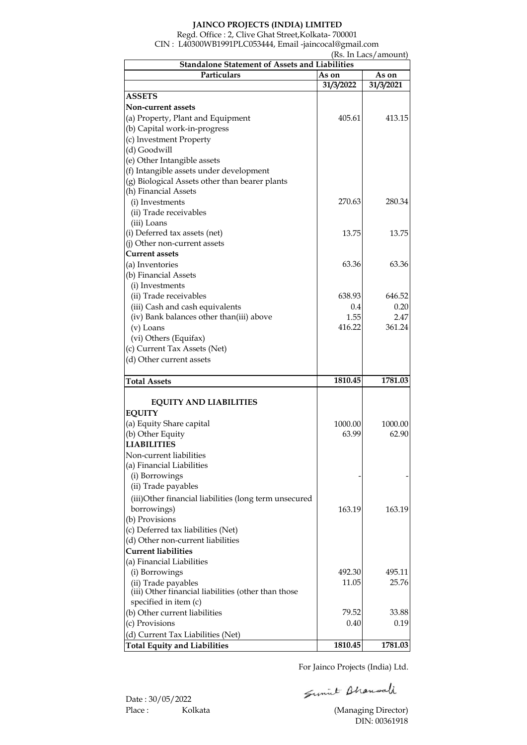# JAINCO PROJECTS (INDIA) LIMITED

Regd. Office : 2, Clive Ghat Street,Kolkata- 700001

CIN : L40300WB1991PLC053444, Email -jaincocal@gmail.com

(Rs. In Lacs/amount)

| Standalone Statement of Assets and Liabilities | | |
|---|---|---|
| **Particulars** | **As on 31/3/2022** | **As on 31/3/2021** |
| **ASSETS** | | |
| **Non-current assets** | | |
| (a) Property, Plant and Equipment | 405.61 | 413.15 |
| (b) Capital work-in-progress | | |
| (c) Investment Property | | |
| (d) Goodwill | | |
| (e) Other Intangible assets | | |
| (f) Intangible assets under development | | |
| (g) Biological Assets other than bearer plants | | |
| (h) Financial Assets | | |
| (i) Investments | 270.63 | 280.34 |
| (ii) Trade receivables | | |
| (iii) Loans | | |
| (i) Deferred tax assets (net) | 13.75 | 13.75 |
| (j) Other non-current assets | | |
| **Current assets** | | |
| (a) Inventories | 63.36 | 63.36 |
| (b) Financial Assets | | |
| (i) Investments | | |
| (ii) Trade receivables | 638.93 | 646.52 |
| (iii) Cash and cash equivalents | 0.4 | 0.20 |
| (iv) Bank balances other than(iii) above | 1.55 | 2.47 |
| (v) Loans | 416.22 | 361.24 |
| (vi) Others (Equifax) | | |
| (c) Current Tax Assets (Net) | | |
| (d) Other current assets | | |
| **Total Assets** | **1810.45** | **1781.03** |
| **EQUITY AND LIABILITIES** | | |
| **EQUITY** | | |
| (a) Equity Share capital | 1000.00 | 1000.00 |
| (b) Other Equity | 63.99 | 62.90 |
| **LIABILITIES** | | |
| Non-current liabilities | | |
| (a) Financial Liabilities | | |
| (i) Borrowings | - | - |
| (ii) Trade payables | | |
| (iii)Other financial liabilities (long term unsecured borrowings) | 163.19 | 163.19 |
| (b) Provisions | | |
| (c) Deferred tax liabilities (Net) | | |
| (d) Other non-current liabilities | | |
| **Current liabilities** | | |
| (a) Financial Liabilities | | |
| (i) Borrowings | 492.30 | 495.11 |
| (ii) Trade payables | 11.05 | 25.76 |
| (iii) Other financial liabilities (other than those specified in item (c) | | |
| (b) Other current liabilities | 79.52 | 33.88 |
| (c) Provisions | 0.40 | 0.19 |
| (d) Current Tax Liabilities (Net) | | |
| **Total Equity and Liabilities** | **1810.45** | **1781.03** |

For Jainco Projects (India) Ltd.

Sumit Bhansali

(Managing Director)

DIN: 00361918

Date : 30/05/2022

Place : Kolkata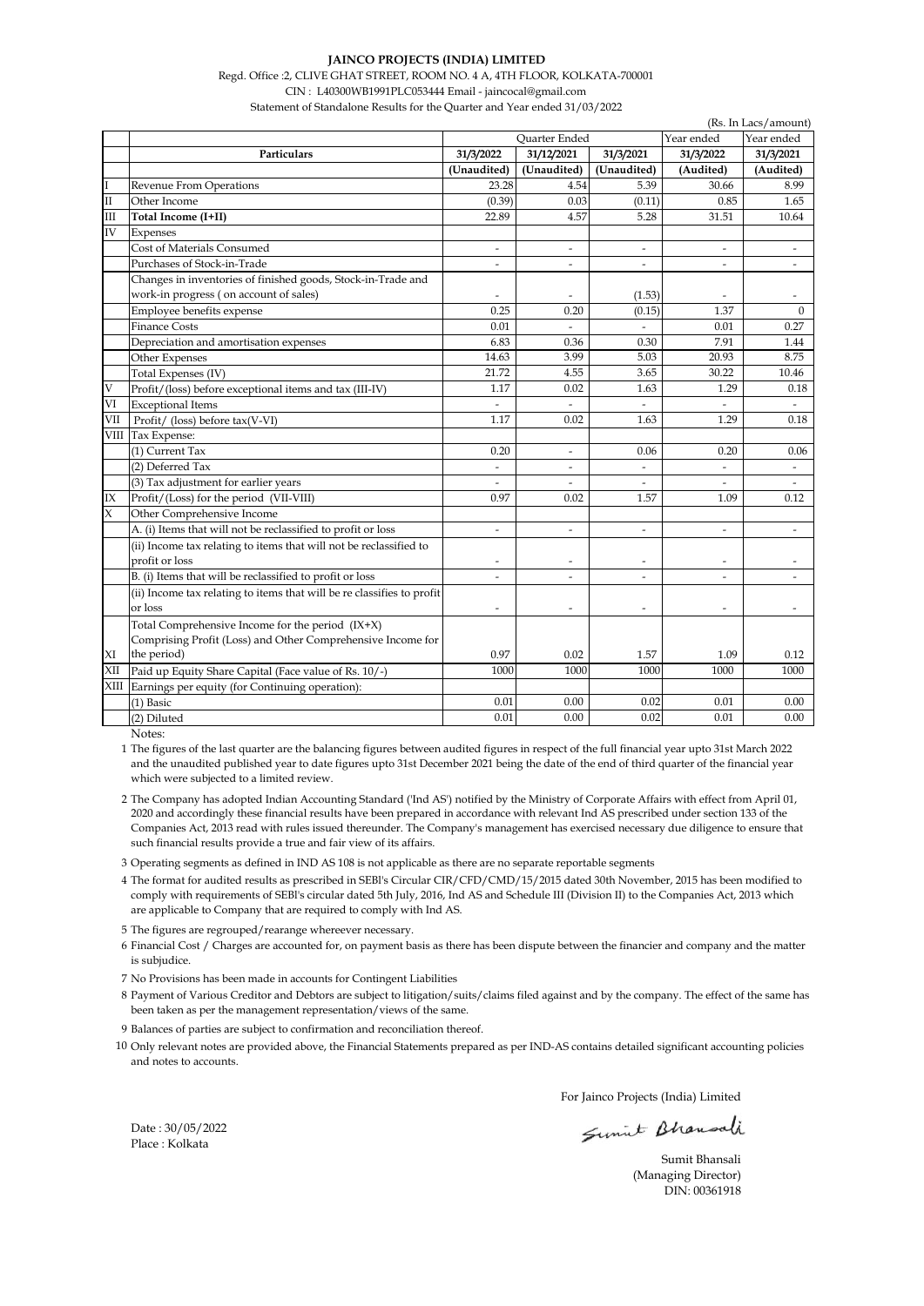**JAINCO PROJECTS (INDIA) LIMITED**

Regd. Office :2, CLIVE GHAT STREET, ROOM NO. 4 A, 4TH FLOOR, KOLKATA-700001

CIN : L40300WB1991PLC053444 Email - jaincocal@gmail.com

Statement of Standalone Results for the Quarter and Year ended 31/03/2022

(Rs. In Lacs/amount)

| | Particulars | Quarter Ended | | | Year ended | Year ended |
|---|---|---|---|---|---|---|
| | | 31/3/2022 | 31/12/2021 | 31/3/2021 | 31/3/2022 | 31/3/2021 |
| | | (Unaudited) | (Unaudited) | (Unaudited) | (Audited) | (Audited) |
| I | Revenue From Operations | 23.28 | 4.54 | 5.39 | 30.66 | 8.99 |
| II | Other Income | (0.39) | 0.03 | (0.11) | 0.85 | 1.65 |
| III | **Total Income (I+II)** | 22.89 | 4.57 | 5.28 | 31.51 | 10.64 |
| IV | Expenses | | | | | |
| | Cost of Materials Consumed | - | - | - | - | - |
| | Purchases of Stock-in-Trade | - | - | - | - | - |
| | Changes in inventories of finished goods, Stock-in-Trade and work-in progress ( on account of sales) | - | - | (1.53) | - | - |
| | Employee benefits expense | 0.25 | 0.20 | (0.15) | 1.37 | 0 |
| | Finance Costs | 0.01 | - | - | 0.01 | 0.27 |
| | Depreciation and amortisation expenses | 6.83 | 0.36 | 0.30 | 7.91 | 1.44 |
| | Other Expenses | 14.63 | 3.99 | 5.03 | 20.93 | 8.75 |
| | Total Expenses (IV) | 21.72 | 4.55 | 3.65 | 30.22 | 10.46 |
| V | Profit/(loss) before exceptional items and tax (III-IV) | 1.17 | 0.02 | 1.63 | 1.29 | 0.18 |
| VI | Exceptional Items | - | - | - | - | - |
| VII | Profit/ (loss) before tax(V-VI) | 1.17 | 0.02 | 1.63 | 1.29 | 0.18 |
| VIII | Tax Expense: | | | | | |
| | (1) Current Tax | 0.20 | - | 0.06 | 0.20 | 0.06 |
| | (2) Deferred Tax | - | - | - | - | - |
| | (3) Tax adjustment for earlier years | - | - | - | - | - |
| IX | Profit/(Loss) for the period (VII-VIII) | 0.97 | 0.02 | 1.57 | 1.09 | 0.12 |
| X | Other Comprehensive Income | | | | | |
| | A. (i) Items that will not be reclassified to profit or loss | - | - | - | - | - |
| | (ii) Income tax relating to items that will not be reclassified to profit or loss | - | - | - | - | - |
| | B. (i) Items that will be reclassified to profit or loss | - | - | - | - | - |
| | (ii) Income tax relating to items that will be re classifies to profit or loss | - | - | - | - | - |
| XI | Total Comprehensive Income for the period (IX+X) Comprising Profit (Loss) and Other Comprehensive Income for the period) | 0.97 | 0.02 | 1.57 | 1.09 | 0.12 |
| XII | Paid up Equity Share Capital (Face value of Rs. 10/-) | 1000 | 1000 | 1000 | 1000 | 1000 |
| XIII | Earnings per equity (for Continuing operation): | | | | | |
| | (1) Basic | 0.01 | 0.00 | 0.02 | 0.01 | 0.00 |
| | (2) Diluted | 0.01 | 0.00 | 0.02 | 0.01 | 0.00 |

Notes:

1. The figures of the last quarter are the balancing figures between audited figures in respect of the full financial year upto 31st March 2022 and the unaudited published year to date figures upto 31st December 2021 being the date of the end of third quarter of the financial year which were subjected to a limited review.
2. The Company has adopted Indian Accounting Standard ('Ind AS') notified by the Ministry of Corporate Affairs with effect from April 01, 2020 and accordingly these financial results have been prepared in accordance with relevant Ind AS prescribed under section 133 of the Companies Act, 2013 read with rules issued thereunder. The Company's management has exercised necessary due diligence to ensure that such financial results provide a true and fair view of its affairs.
3. Operating segments as defined in IND AS 108 is not applicable as there are no separate reportable segments
4. The format for audited results as prescribed in SEBI's Circular CIR/CFD/CMD/15/2015 dated 30th November, 2015 has been modified to comply with requirements of SEBI's circular dated 5th July, 2016, Ind AS and Schedule III (Division II) to the Companies Act, 2013 which are applicable to Company that are required to comply with Ind AS.
5. The figures are regrouped/rearange whereever necessary.
6. Financial Cost / Charges are accounted for, on payment basis as there has been dispute between the financier and company and the matter is subjudice.
7. No Provisions has been made in accounts for Contingent Liabilities
8. Payment of Various Creditor and Debtors are subject to litigation/suits/claims filed against and by the company. The effect of the same has been taken as per the management representation/views of the same.
9. Balances of parties are subject to confirmation and reconciliation thereof.
10. Only relevant notes are provided above, the Financial Statements prepared as per IND-AS contains detailed significant accounting policies and notes to accounts.

For Jainco Projects (India) Limited

Sumit Bhansali

Date : 30/05/2022

Place : Kolkata

Sumit Bhansali

(Managing Director)

DIN: 00361918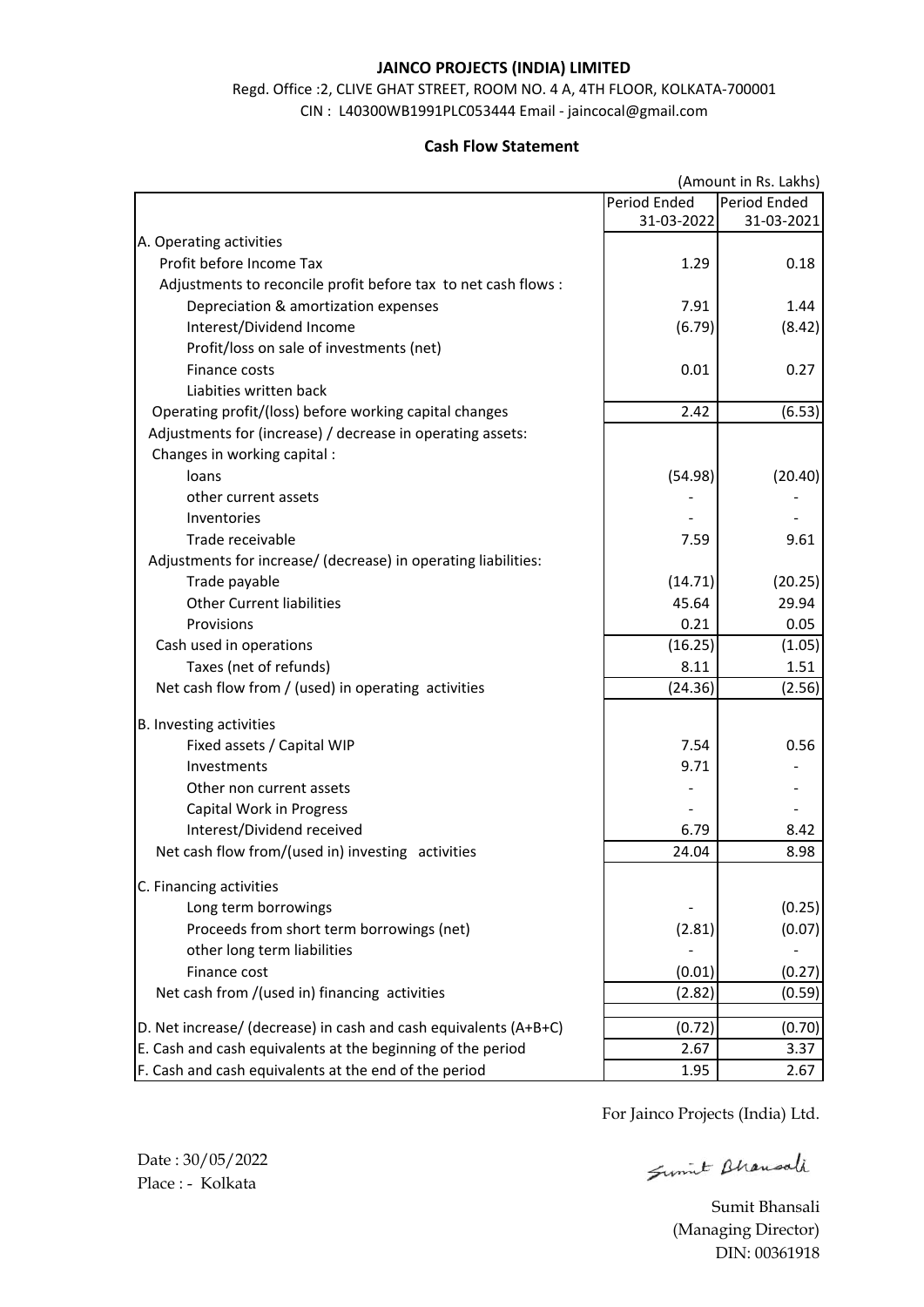**JAINCO PROJECTS (INDIA) LIMITED**

Regd. Office :2, CLIVE GHAT STREET, ROOM NO. 4 A, 4TH FLOOR, KOLKATA-700001

CIN : L40300WB1991PLC053444 Email - jaincocal@gmail.com

**Cash Flow Statement**

(Amount in Rs. Lakhs)

| | Period Ended 31-03-2022 | Period Ended 31-03-2021 |
|---|---|---|
| A. Operating activities | | |
| Profit before Income Tax | 1.29 | 0.18 |
| Adjustments to reconcile profit before tax to net cash flows : | | |
| Depreciation & amortization expenses | 7.91 | 1.44 |
| Interest/Dividend Income | (6.79) | (8.42) |
| Profit/loss on sale of investments (net) | | |
| Finance costs | 0.01 | 0.27 |
| Liabities written back | | |
| Operating profit/(loss) before working capital changes | 2.42 | (6.53) |
| Adjustments for (increase) / decrease in operating assets: | | |
| Changes in working capital : | | |
| loans | (54.98) | (20.40) |
| other current assets | - | - |
| Inventories | - | - |
| Trade receivable | 7.59 | 9.61 |
| Adjustments for increase/ (decrease) in operating liabilities: | | |
| Trade payable | (14.71) | (20.25) |
| Other Current liabilities | 45.64 | 29.94 |
| Provisions | 0.21 | 0.05 |
| Cash used in operations | (16.25) | (1.05) |
| Taxes (net of refunds) | 8.11 | 1.51 |
| Net cash flow from / (used) in operating activities | (24.36) | (2.56) |
| B. Investing activities | | |
| Fixed assets / Capital WIP | 7.54 | 0.56 |
| Investments | 9.71 | - |
| Other non current assets | - | - |
| Capital Work in Progress | - | - |
| Interest/Dividend received | 6.79 | 8.42 |
| Net cash flow from/(used in) investing activities | 24.04 | 8.98 |
| C. Financing activities | | |
| Long term borrowings | - | (0.25) |
| Proceeds from short term borrowings (net) | (2.81) | (0.07) |
| other long term liabilities | - | - |
| Finance cost | (0.01) | (0.27) |
| Net cash from /(used in) financing activities | (2.82) | (0.59) |
| D. Net increase/ (decrease) in cash and cash equivalents (A+B+C) | (0.72) | (0.70) |
| E. Cash and cash equivalents at the beginning of the period | 2.67 | 3.37 |
| F. Cash and cash equivalents at the end of the period | 1.95 | 2.67 |

For Jainco Projects (India) Ltd.

Date : 30/05/2022

Place : - Kolkata

Sumit Bhansali

Sumit Bhansali

(Managing Director)

DIN: 00361918